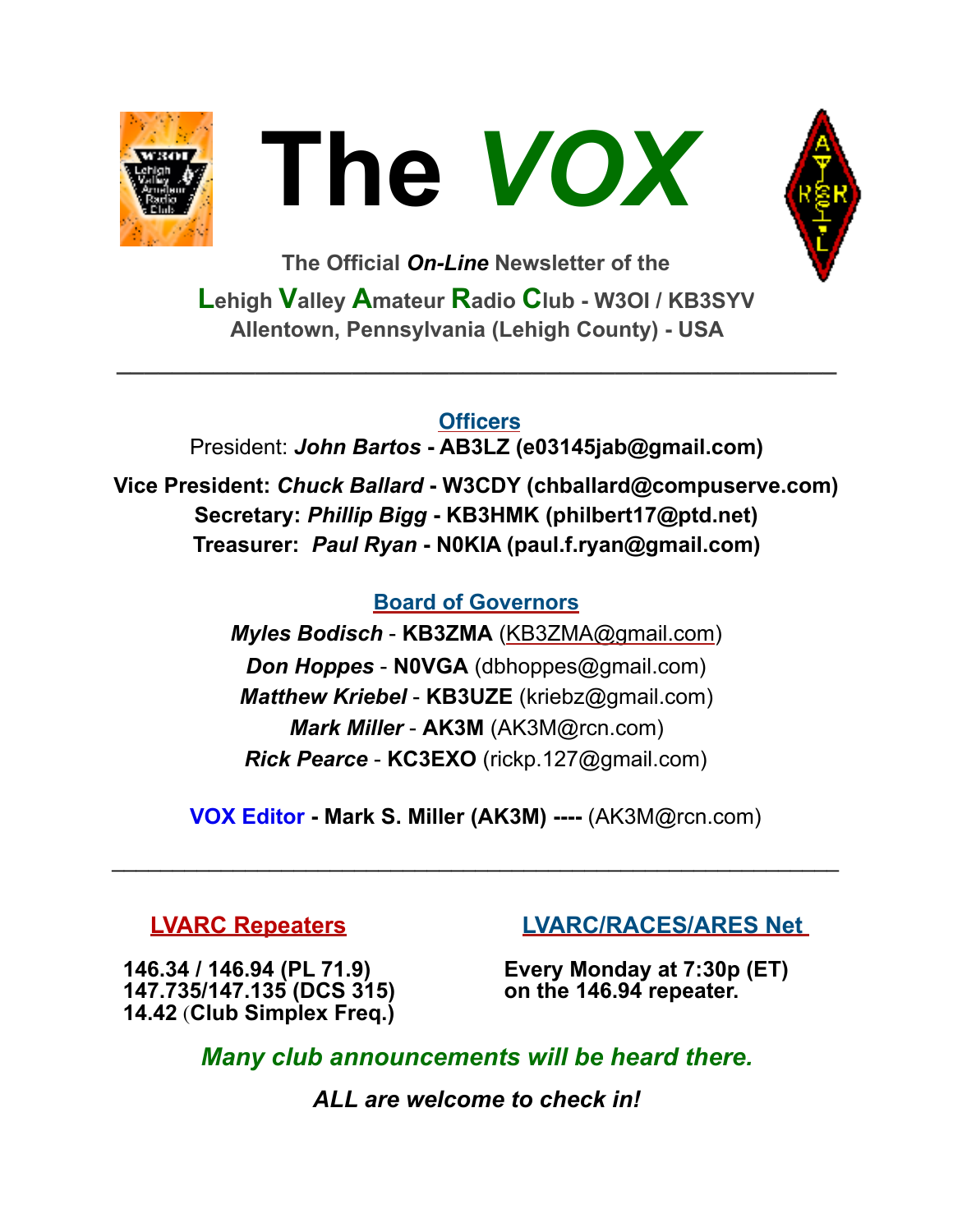# The *VOX*

The Official ***On-Line*** Newsletter of the

**Lehigh Valley Amateur Radio Club - W3OI / KB3SYV**

**Allentown, Pennsylvania (Lehigh County) - USA**

---

## Officers

President: ***John Bartos*** **- AB3LZ (e03145jab@gmail.com)**

**Vice President: *Chuck Ballard* - W3CDY (chballard@compuserve.com)**

**Secretary: *Phillip Bigg* - KB3HMK (philbert17@ptd.net)**

**Treasurer: *Paul Ryan* - N0KIA (paul.f.ryan@gmail.com)**

## Board of Governors

***Myles Bodisch*** - **KB3ZMA** (KB3ZMA@gmail.com)

***Don Hoppes*** - **N0VGA** (dbhoppes@gmail.com)

***Matthew Kriebel*** - **KB3UZE** (kriebz@gmail.com)

***Mark Miller*** - **AK3M** (AK3M@rcn.com)

***Rick Pearce*** - **KC3EXO** (rickp.127@gmail.com)

**VOX Editor - Mark S. Miller (AK3M) ----** (AK3M@rcn.com)

---

## LVARC Repeaters

**146.34 / 146.94 (PL 71.9)**
**147.735/147.135 (DCS 315)**
**14.42 (Club Simplex Freq.)**

## LVARC/RACES/ARES Net

**Every Monday at 7:30p (ET) on the 146.94 repeater.**

***Many club announcements will be heard there.***

***ALL are welcome to check in!***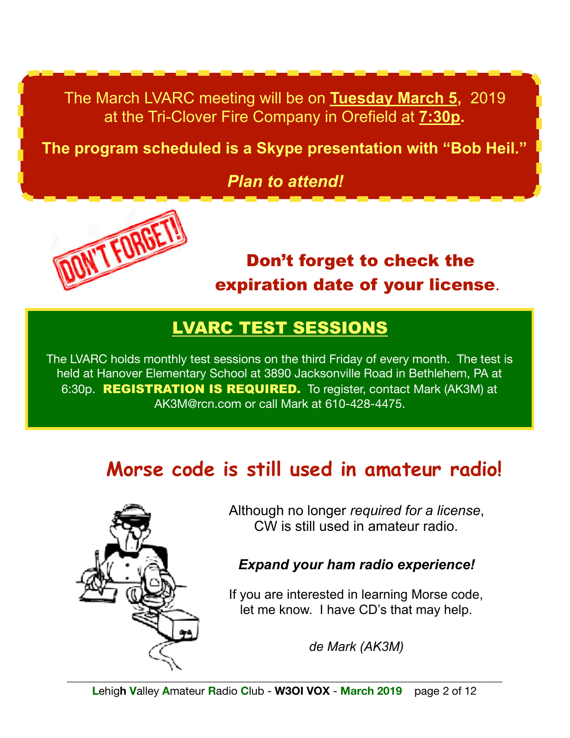The March LVARC meeting will be on **Tuesday March 5**, 2019 at the Tri-Clover Fire Company in Orefield at **7:30p.**

**The program scheduled is a Skype presentation with "Bob Heil."**

***Plan to attend!***

DON'T FORGET!

**Don't forget to check the expiration date of your license.**

## LVARC TEST SESSIONS

The LVARC holds monthly test sessions on the third Friday of every month. The test is held at Hanover Elementary School at 3890 Jacksonville Road in Bethlehem, PA at 6:30p. **REGISTRATION IS REQUIRED.** To register, contact Mark (AK3M) at AK3M@rcn.com or call Mark at 610-428-4475.

## Morse code is still used in amateur radio!

Although no longer *required for a license*, CW is still used in amateur radio.

***Expand your ham radio experience!***

If you are interested in learning Morse code, let me know. I have CD's that may help.

*de Mark (AK3M)*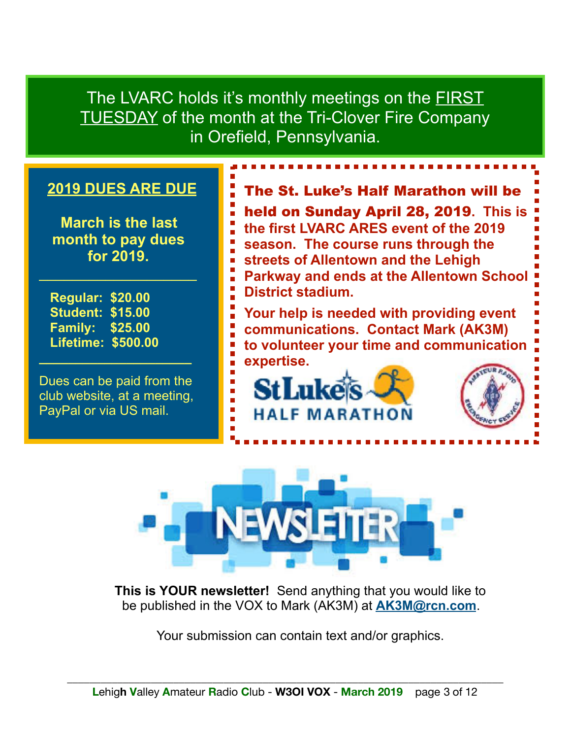The LVARC holds it's monthly meetings on the FIRST TUESDAY of the month at the Tri-Clover Fire Company in Orefield, Pennsylvania.

## 2019 DUES ARE DUE

**March is the last month to pay dues for 2019.**

**Regular: $20.00**
**Student: $15.00**
**Family: $25.00**
**Lifetime: $500.00**

Dues can be paid from the club website, at a meeting, PayPal or via US mail.

**The St. Luke's Half Marathon will be held on Sunday April 28, 2019. This is the first LVARC ARES event of the 2019 season. The course runs through the streets of Allentown and the Lehigh Parkway and ends at the Allentown School District stadium.**

**Your help is needed with providing event communications. Contact Mark (AK3M) to volunteer your time and communication expertise.**

StLuke's HALF MARATHON

NEWSLETTER

**This is YOUR newsletter!** Send anything that you would like to be published in the VOX to Mark (AK3M) at **AK3M@rcn.com**.

Your submission can contain text and/or graphics.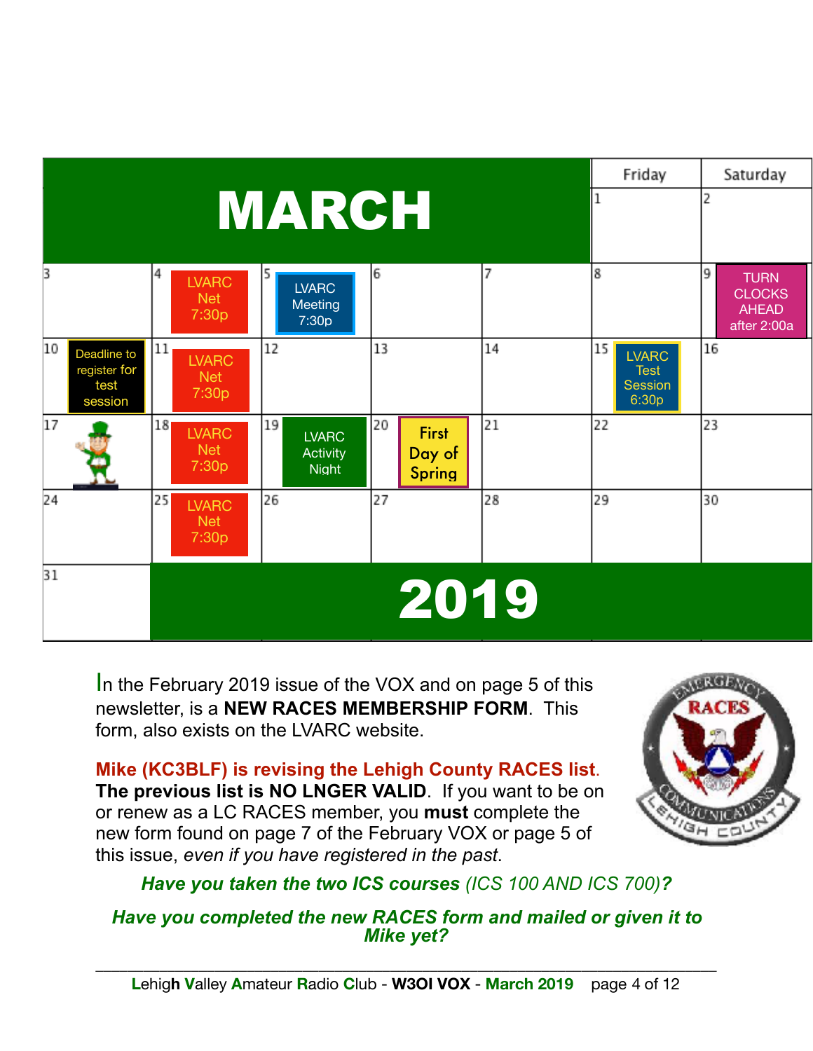# MARCH 2019

| Sunday | Monday | Tuesday | Wednesday | Thursday | Friday | Saturday |
|---|---|---|---|---|---|---|
| | | | | | 1 | 2 |
| 3 | 4 LVARC Net 7:30p | 5 LVARC Meeting 7:30p | 6 | 7 | 8 | 9 TURN CLOCKS AHEAD after 2:00a |
| 10 Deadline to register for test session | 11 LVARC Net 7:30p | 12 | 13 | 14 | 15 LVARC Test Session 6:30p | 16 |
| 17 | 18 LVARC Net 7:30p | 19 LVARC Activity Night | 20 First Day of Spring | 21 | 22 | 23 |
| 24 | 25 LVARC Net 7:30p | 26 | 27 | 28 | 29 | 30 |
| 31 | | | | | | |

In the February 2019 issue of the VOX and on page 5 of this newsletter, is a **NEW RACES MEMBERSHIP FORM**. This form, also exists on the LVARC website.

**Mike (KC3BLF) is revising the Lehigh County RACES list.** **The previous list is NO LNGER VALID**. If you want to be on or renew as a LC RACES member, you **must** complete the new form found on page 7 of the February VOX or page 5 of this issue, *even if you have registered in the past*.

***Have you taken the two ICS courses** (ICS 100 AND ICS 700)?*

***Have you completed the new RACES form and mailed or given it to Mike yet?***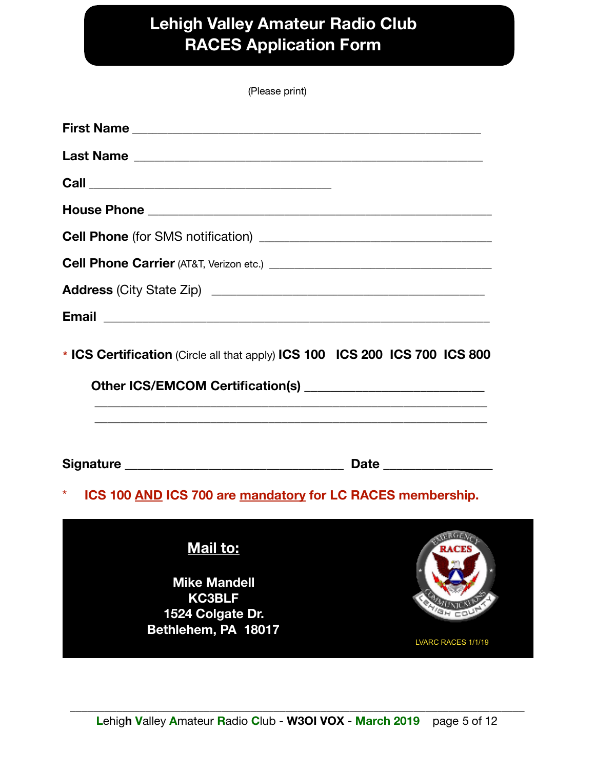# Lehigh Valley Amateur Radio Club
# RACES Application Form

(Please print)

**First Name** ______________________________________________

**Last Name** ______________________________________________

**Call** ________________________________

**House Phone** ______________________________________________

**Cell Phone** (for SMS notification) ______________________________

**Cell Phone Carrier** (AT&T, Verizon etc.) ______________________________

**Address** (City State Zip) ____________________________________

**Email** ______________________________________________

\* **ICS Certification** (Circle all that apply) **ICS 100 ICS 200 ICS 700 ICS 800**

**Other ICS/EMCOM Certification(s)** ________________________

______________________________________________

______________________________________________

**Signature** ____________________________ **Date** ______________

\* **ICS 100 AND ICS 700 are mandatory for LC RACES membership.**

**Mail to:**

**Mike Mandell**
**KC3BLF**
**1524 Colgate Dr.**
**Bethlehem, PA 18017**

LVARC RACES 1/1/19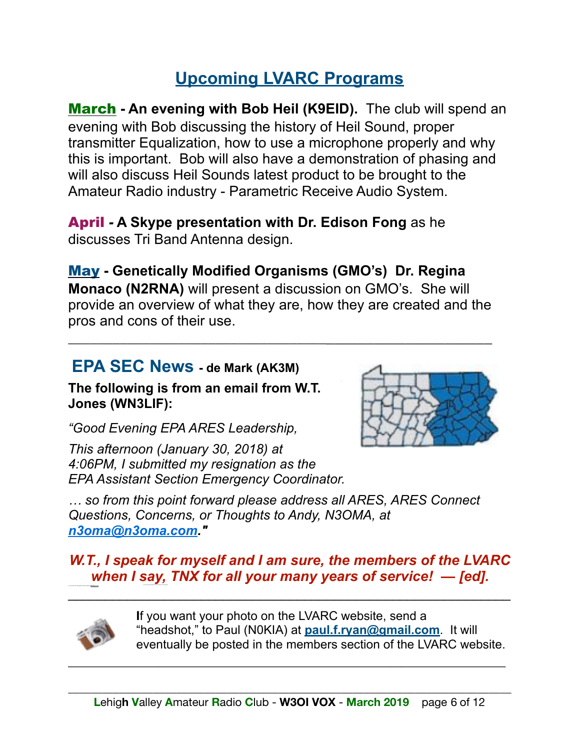# Upcoming LVARC Programs

**March - An evening with Bob Heil (K9EID).** The club will spend an evening with Bob discussing the history of Heil Sound, proper transmitter Equalization, how to use a microphone properly and why this is important. Bob will also have a demonstration of phasing and will also discuss Heil Sounds latest product to be brought to the Amateur Radio industry - Parametric Receive Audio System.

**April - A Skype presentation with Dr. Edison Fong** as he discusses Tri Band Antenna design.

**May - Genetically Modified Organisms (GMO's) Dr. Regina Monaco (N2RNA)** will present a discussion on GMO's. She will provide an overview of what they are, how they are created and the pros and cons of their use.

---

## EPA SEC News - de Mark (AK3M)

**The following is from an email from W.T. Jones (WN3LIF):**

*"Good Evening EPA ARES Leadership,*

*This afternoon (January 30, 2018) at 4:06PM, I submitted my resignation as the EPA Assistant Section Emergency Coordinator.*

*… so from this point forward please address all ARES, ARES Connect Questions, Concerns, or Thoughts to Andy, N3OMA, at [n3oma@n3oma.com](mailto:n3oma@n3oma.com)."*

***W.T., I speak for myself and I am sure, the members of the LVARC when I say, TNX for all your many years of service! — [ed].***

---

If you want your photo on the LVARC website, send a "headshot," to Paul (N0KIA) at **paul.f.ryan@gmail.com**. It will eventually be posted in the members section of the LVARC website.

---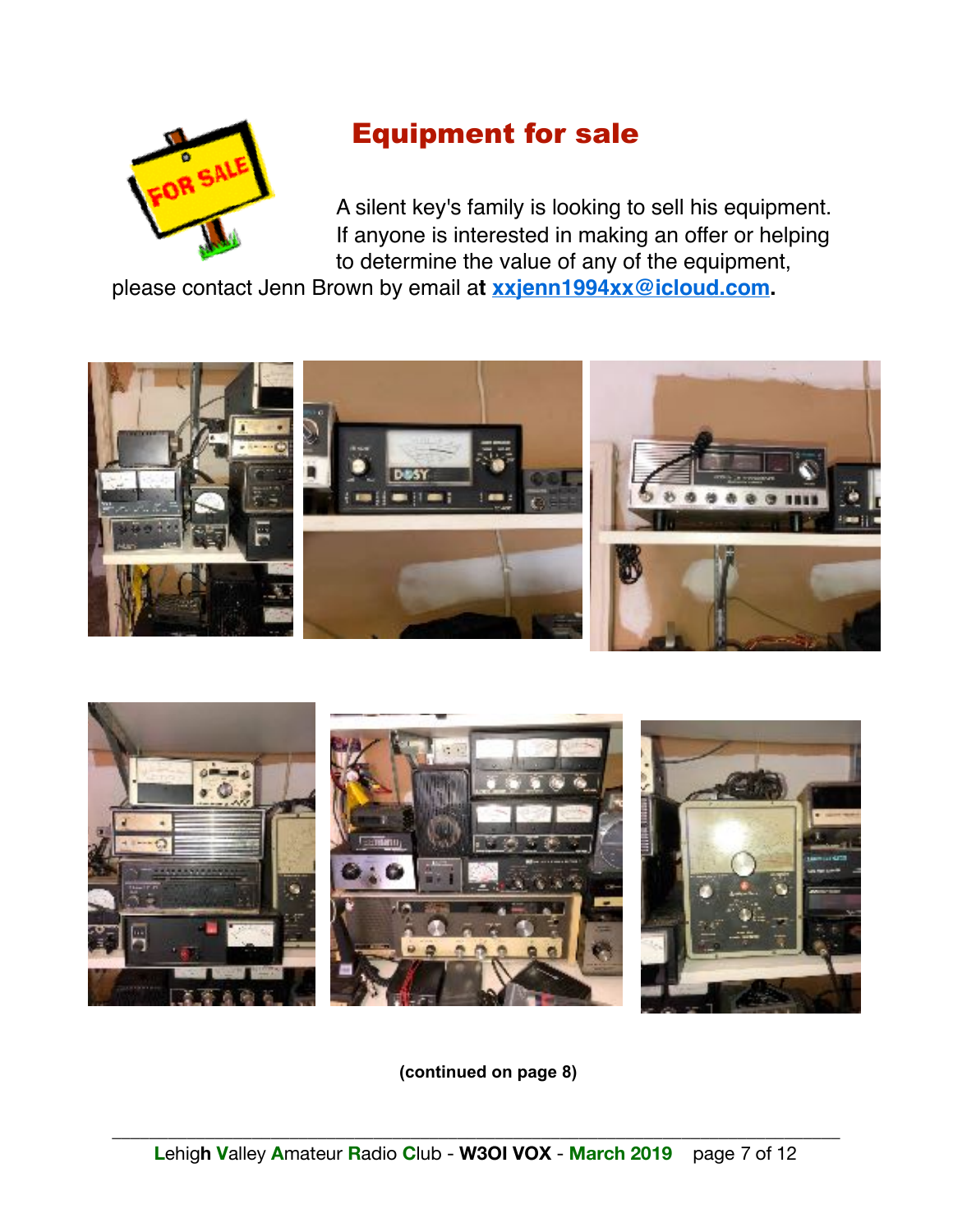## Equipment for sale

A silent key's family is looking to sell his equipment. If anyone is interested in making an offer or helping to determine the value of any of the equipment, please contact Jenn Brown by email at **xxjenn1994xx@icloud.com.**

**(continued on page 8)**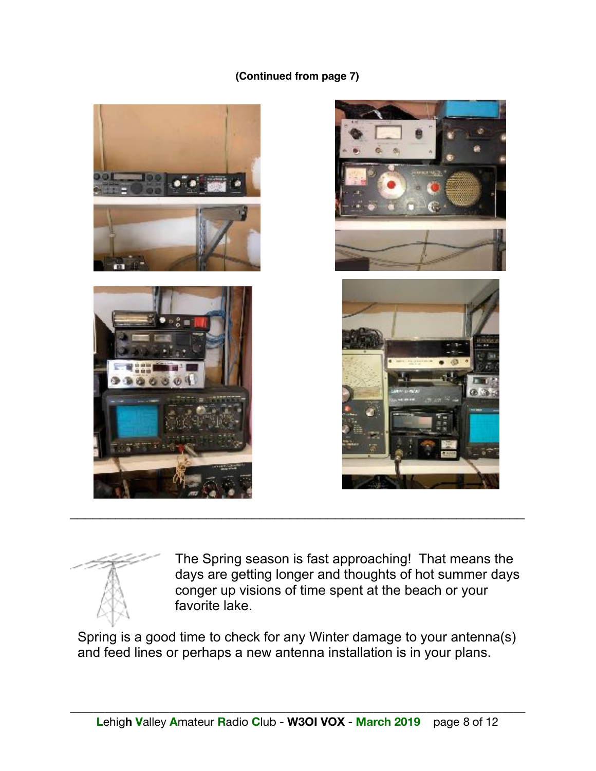**(Continued from page 7)**

---

The Spring season is fast approaching! That means the days are getting longer and thoughts of hot summer days conger up visions of time spent at the beach or your favorite lake.

Spring is a good time to check for any Winter damage to your antenna(s) and feed lines or perhaps a new antenna installation is in your plans.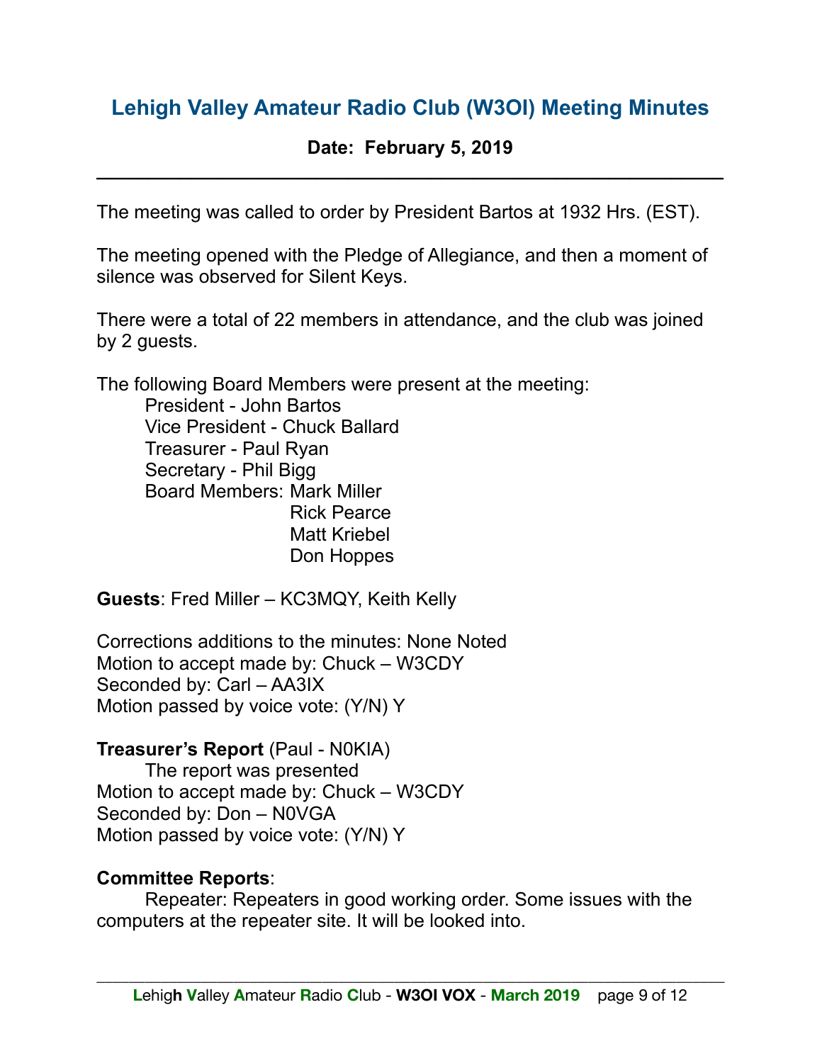## Lehigh Valley Amateur Radio Club (W3OI) Meeting Minutes

**Date: February 5, 2019**

---

The meeting was called to order by President Bartos at 1932 Hrs. (EST).

The meeting opened with the Pledge of Allegiance, and then a moment of silence was observed for Silent Keys.

There were a total of 22 members in attendance, and the club was joined by 2 guests.

The following Board Members were present at the meeting:

- President - John Bartos
- Vice President - Chuck Ballard
- Treasurer - Paul Ryan
- Secretary - Phil Bigg
- Board Members: Mark Miller
  - Rick Pearce
  - Matt Kriebel
  - Don Hoppes

**Guests**: Fred Miller – KC3MQY, Keith Kelly

Corrections additions to the minutes: None Noted
Motion to accept made by: Chuck – W3CDY
Seconded by: Carl – AA3IX
Motion passed by voice vote: (Y/N) Y

**Treasurer's Report** (Paul - N0KIA)

The report was presented

Motion to accept made by: Chuck – W3CDY
Seconded by: Don – N0VGA
Motion passed by voice vote: (Y/N) Y

**Committee Reports**:

Repeater: Repeaters in good working order. Some issues with the computers at the repeater site. It will be looked into.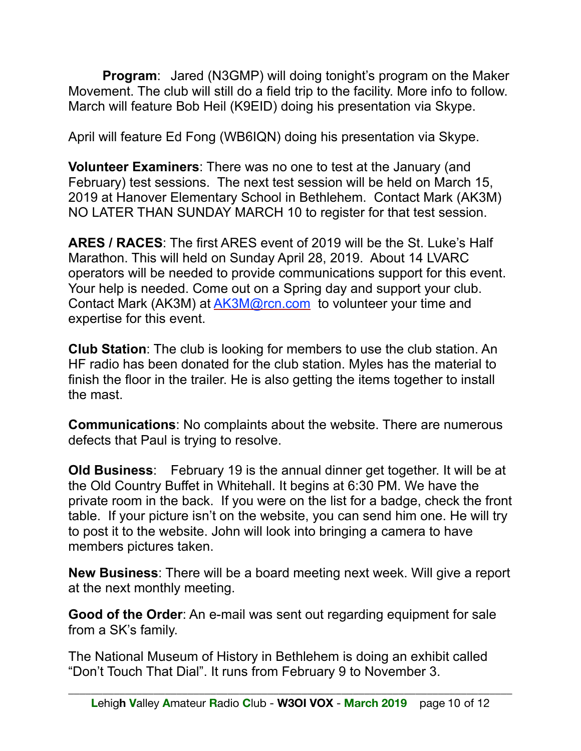**Program**: Jared (N3GMP) will doing tonight's program on the Maker Movement. The club will still do a field trip to the facility. More info to follow. March will feature Bob Heil (K9EID) doing his presentation via Skype.

April will feature Ed Fong (WB6IQN) doing his presentation via Skype.

**Volunteer Examiners**: There was no one to test at the January (and February) test sessions. The next test session will be held on March 15, 2019 at Hanover Elementary School in Bethlehem. Contact Mark (AK3M) NO LATER THAN SUNDAY MARCH 10 to register for that test session.

**ARES / RACES**: The first ARES event of 2019 will be the St. Luke's Half Marathon. This will held on Sunday April 28, 2019. About 14 LVARC operators will be needed to provide communications support for this event. Your help is needed. Come out on a Spring day and support your club. Contact Mark (AK3M) at AK3M@rcn.com to volunteer your time and expertise for this event.

**Club Station**: The club is looking for members to use the club station. An HF radio has been donated for the club station. Myles has the material to finish the floor in the trailer. He is also getting the items together to install the mast.

**Communications**: No complaints about the website. There are numerous defects that Paul is trying to resolve.

**Old Business**: February 19 is the annual dinner get together. It will be at the Old Country Buffet in Whitehall. It begins at 6:30 PM. We have the private room in the back. If you were on the list for a badge, check the front table. If your picture isn't on the website, you can send him one. He will try to post it to the website. John will look into bringing a camera to have members pictures taken.

**New Business**: There will be a board meeting next week. Will give a report at the next monthly meeting.

**Good of the Order**: An e-mail was sent out regarding equipment for sale from a SK's family.

The National Museum of History in Bethlehem is doing an exhibit called "Don't Touch That Dial". It runs from February 9 to November 3.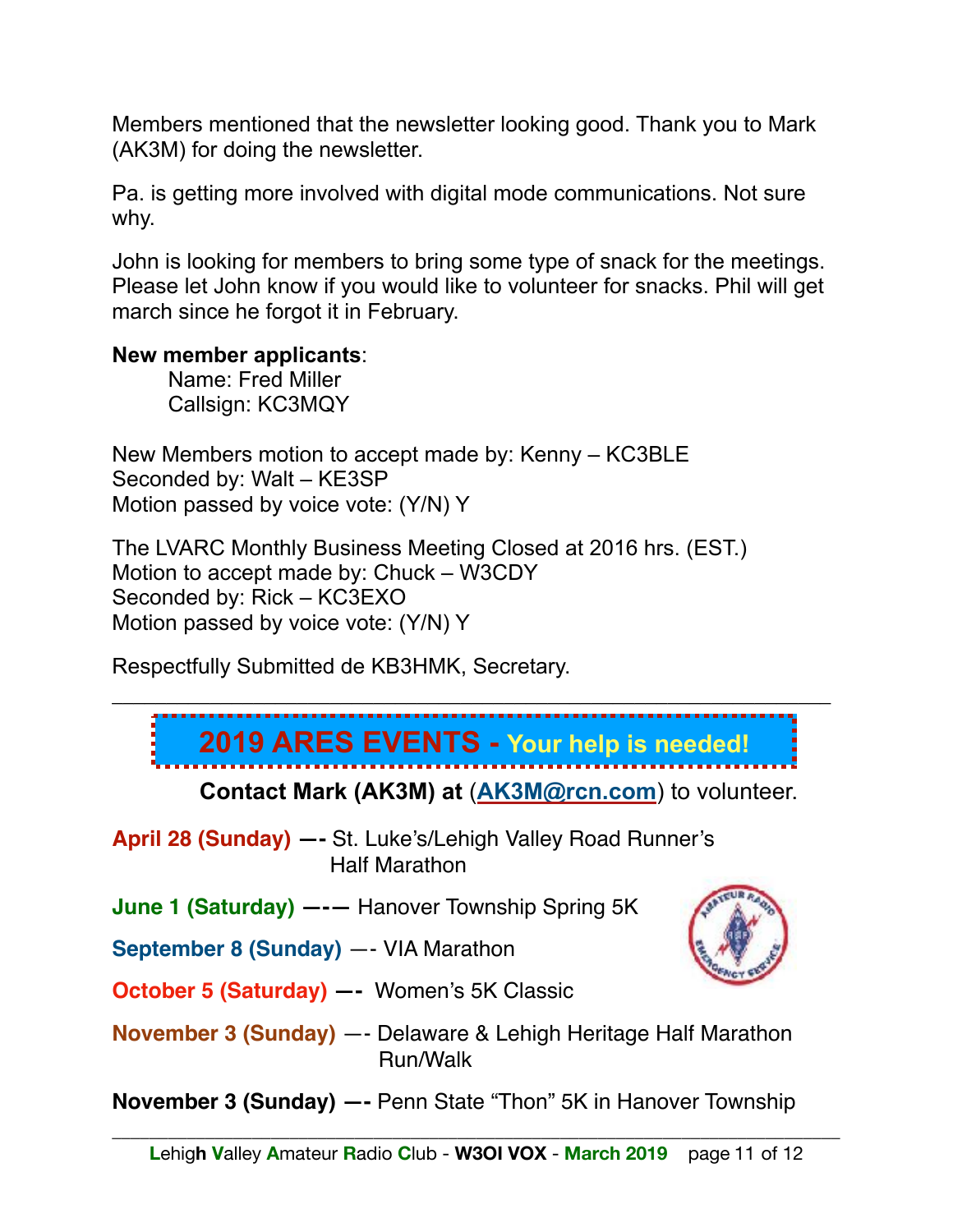Members mentioned that the newsletter looking good. Thank you to Mark (AK3M) for doing the newsletter.

Pa. is getting more involved with digital mode communications. Not sure why.

John is looking for members to bring some type of snack for the meetings. Please let John know if you would like to volunteer for snacks. Phil will get march since he forgot it in February.

**New member applicants**:

Name: Fred Miller
Callsign: KC3MQY

New Members motion to accept made by: Kenny – KC3BLE
Seconded by: Walt – KE3SP
Motion passed by voice vote: (Y/N) Y

The LVARC Monthly Business Meeting Closed at 2016 hrs. (EST.)
Motion to accept made by: Chuck – W3CDY
Seconded by: Rick – KC3EXO
Motion passed by voice vote: (Y/N) Y

Respectfully Submitted de KB3HMK, Secretary.

---

## 2019 ARES EVENTS - Your help is needed!

**Contact Mark (AK3M) at** (AK3M@rcn.com) to volunteer.

**April 28 (Sunday) —-** St. Luke's/Lehigh Valley Road Runner's Half Marathon

**June 1 (Saturday) —-—** Hanover Township Spring 5K

**September 8 (Sunday)** —- VIA Marathon

**October 5 (Saturday) —-** Women's 5K Classic

**November 3 (Sunday)** —- Delaware & Lehigh Heritage Half Marathon Run/Walk

**November 3 (Sunday) —-** Penn State "Thon" 5K in Hanover Township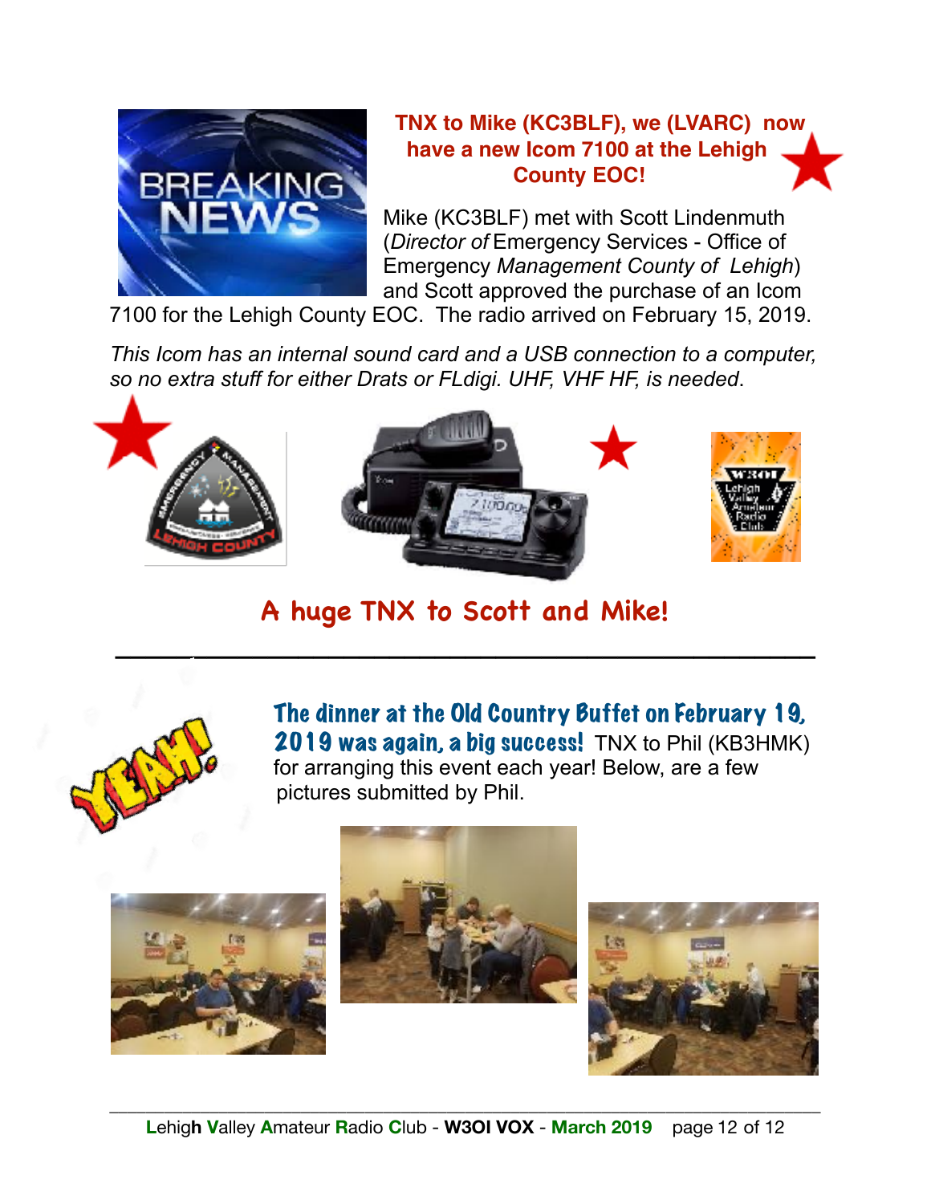**TNX to Mike (KC3BLF), we (LVARC) now have a new Icom 7100 at the Lehigh County EOC!**

Mike (KC3BLF) met with Scott Lindenmuth (*Director of* Emergency Services - Office of Emergency *Management County of Lehigh*) and Scott approved the purchase of an Icom 7100 for the Lehigh County EOC. The radio arrived on February 15, 2019.

*This Icom has an internal sound card and a USB connection to a computer, so no extra stuff for either Drats or FLdigi. UHF, VHF HF, is needed.*

**A huge TNX to Scott and Mike!**

---

**The dinner at the Old Country Buffet on February 19, 2019 was again, a big success!** TNX to Phil (KB3HMK) for arranging this event each year! Below, are a few pictures submitted by Phil.